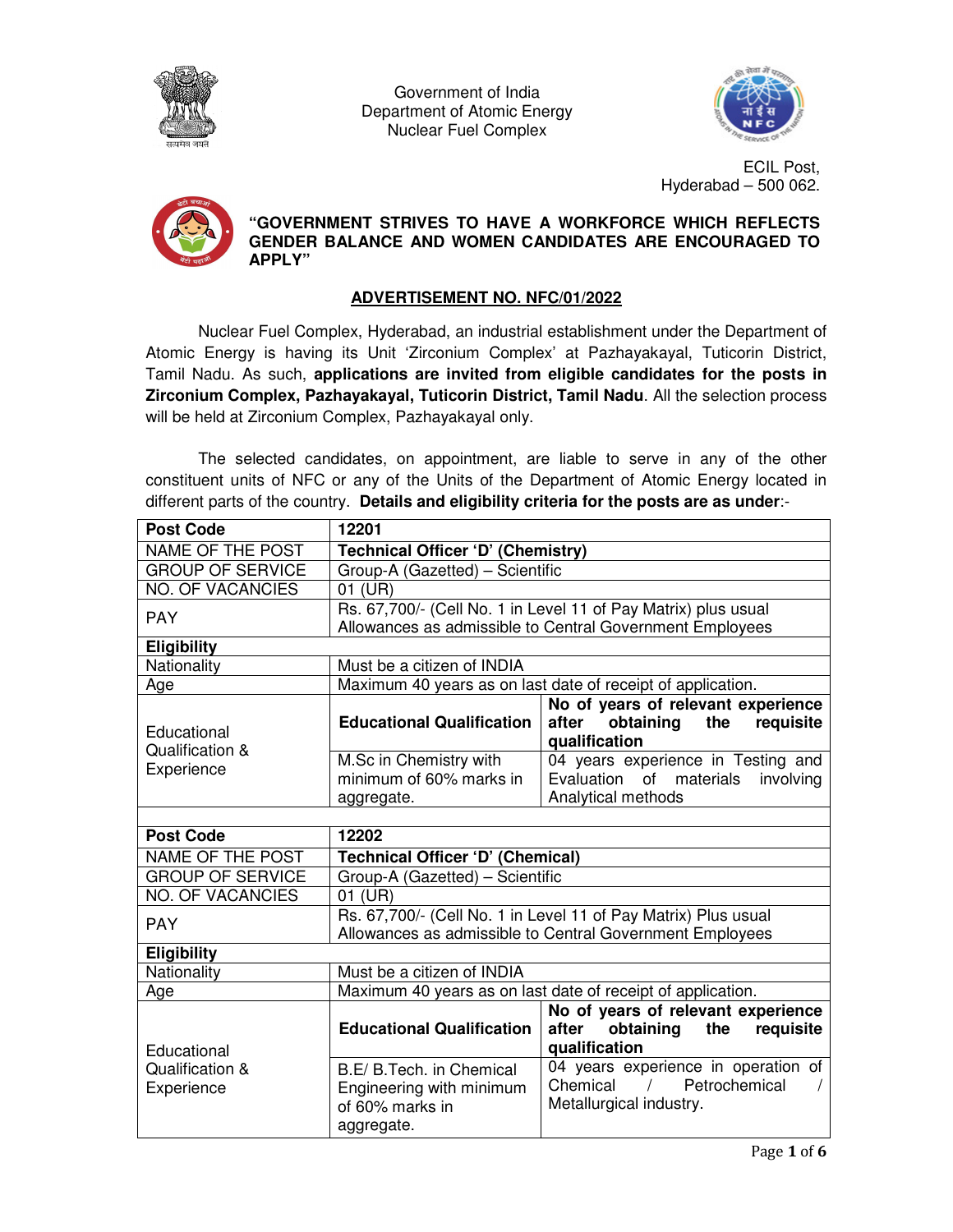Government of India
Department of Atomic Energy
Nuclear Fuel Complex

ECIL Post,
Hyderabad – 500 062.

**"GOVERNMENT STRIVES TO HAVE A WORKFORCE WHICH REFLECTS GENDER BALANCE AND WOMEN CANDIDATES ARE ENCOURAGED TO APPLY"**

## ADVERTISEMENT NO. NFC/01/2022

Nuclear Fuel Complex, Hyderabad, an industrial establishment under the Department of Atomic Energy is having its Unit 'Zirconium Complex' at Pazhayakayal, Tuticorin District, Tamil Nadu. As such, **applications are invited from eligible candidates for the posts in Zirconium Complex, Pazhayakayal, Tuticorin District, Tamil Nadu**. All the selection process will be held at Zirconium Complex, Pazhayakayal only.

The selected candidates, on appointment, are liable to serve in any of the other constituent units of NFC or any of the Units of the Department of Atomic Energy located in different parts of the country. **Details and eligibility criteria for the posts are as under**:-

| **Post Code** | **12201** | |
|---|---|---|
| NAME OF THE POST | **Technical Officer 'D' (Chemistry)** | |
| GROUP OF SERVICE | Group-A (Gazetted) – Scientific | |
| NO. OF VACANCIES | 01 (UR) | |
| PAY | Rs. 67,700/- (Cell No. 1 in Level 11 of Pay Matrix) plus usual Allowances as admissible to Central Government Employees | |
| **Eligibility** | | |
| Nationality | Must be a citizen of INDIA | |
| Age | Maximum 40 years as on last date of receipt of application. | |
| Educational Qualification & Experience | **Educational Qualification** | **No of years of relevant experience after obtaining the requisite qualification** |
| | M.Sc in Chemistry with minimum of 60% marks in aggregate. | 04 years experience in Testing and Evaluation of materials involving Analytical methods |

| **Post Code** | **12202** | |
|---|---|---|
| NAME OF THE POST | **Technical Officer 'D' (Chemical)** | |
| GROUP OF SERVICE | Group-A (Gazetted) – Scientific | |
| NO. OF VACANCIES | 01 (UR) | |
| PAY | Rs. 67,700/- (Cell No. 1 in Level 11 of Pay Matrix) Plus usual Allowances as admissible to Central Government Employees | |
| **Eligibility** | | |
| Nationality | Must be a citizen of INDIA | |
| Age | Maximum 40 years as on last date of receipt of application. | |
| Educational Qualification & Experience | **Educational Qualification** | **No of years of relevant experience after obtaining the requisite qualification** |
| | B.E/ B.Tech. in Chemical Engineering with minimum of 60% marks in aggregate. | 04 years experience in operation of Chemical / Petrochemical / Metallurgical industry. |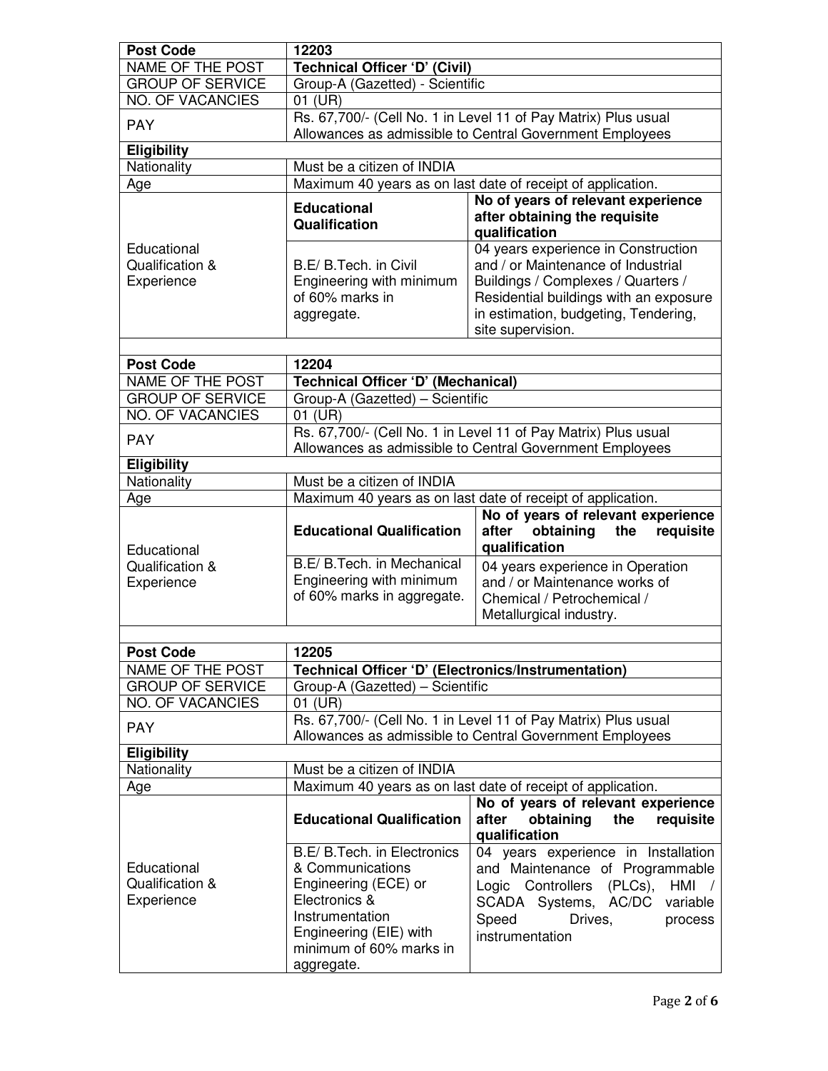| Post Code | 12203 | |
|---|---|---|
| NAME OF THE POST | **Technical Officer 'D' (Civil)** | |
| GROUP OF SERVICE | Group-A (Gazetted) - Scientific | |
| NO. OF VACANCIES | 01 (UR) | |
| PAY | Rs. 67,700/- (Cell No. 1 in Level 11 of Pay Matrix) Plus usual Allowances as admissible to Central Government Employees | |
| **Eligibility** | | |
| Nationality | Must be a citizen of INDIA | |
| Age | Maximum 40 years as on last date of receipt of application. | |
| Educational Qualification & Experience | **Educational Qualification** | **No of years of relevant experience after obtaining the requisite qualification** |
| | B.E/ B.Tech. in Civil Engineering with minimum of 60% marks in aggregate. | 04 years experience in Construction and / or Maintenance of Industrial Buildings / Complexes / Quarters / Residential buildings with an exposure in estimation, budgeting, Tendering, site supervision. |

| Post Code | 12204 | |
|---|---|---|
| NAME OF THE POST | **Technical Officer 'D' (Mechanical)** | |
| GROUP OF SERVICE | Group-A (Gazetted) – Scientific | |
| NO. OF VACANCIES | 01 (UR) | |
| PAY | Rs. 67,700/- (Cell No. 1 in Level 11 of Pay Matrix) Plus usual Allowances as admissible to Central Government Employees | |
| **Eligibility** | | |
| Nationality | Must be a citizen of INDIA | |
| Age | Maximum 40 years as on last date of receipt of application. | |
| Educational Qualification & Experience | **Educational Qualification** | **No of years of relevant experience after obtaining the requisite qualification** |
| | B.E/ B.Tech. in Mechanical Engineering with minimum of 60% marks in aggregate. | 04 years experience in Operation and / or Maintenance works of Chemical / Petrochemical / Metallurgical industry. |

| Post Code | 12205 | |
|---|---|---|
| NAME OF THE POST | **Technical Officer 'D' (Electronics/Instrumentation)** | |
| GROUP OF SERVICE | Group-A (Gazetted) – Scientific | |
| NO. OF VACANCIES | 01 (UR) | |
| PAY | Rs. 67,700/- (Cell No. 1 in Level 11 of Pay Matrix) Plus usual Allowances as admissible to Central Government Employees | |
| **Eligibility** | | |
| Nationality | Must be a citizen of INDIA | |
| Age | Maximum 40 years as on last date of receipt of application. | |
| Educational Qualification & Experience | **Educational Qualification** | **No of years of relevant experience after obtaining the requisite qualification** |
| | B.E/ B.Tech. in Electronics & Communications Engineering (ECE) or Electronics & Instrumentation Engineering (EIE) with minimum of 60% marks in aggregate. | 04 years experience in Installation and Maintenance of Programmable Logic Controllers (PLCs), HMI / SCADA Systems, AC/DC variable Speed Drives, process instrumentation |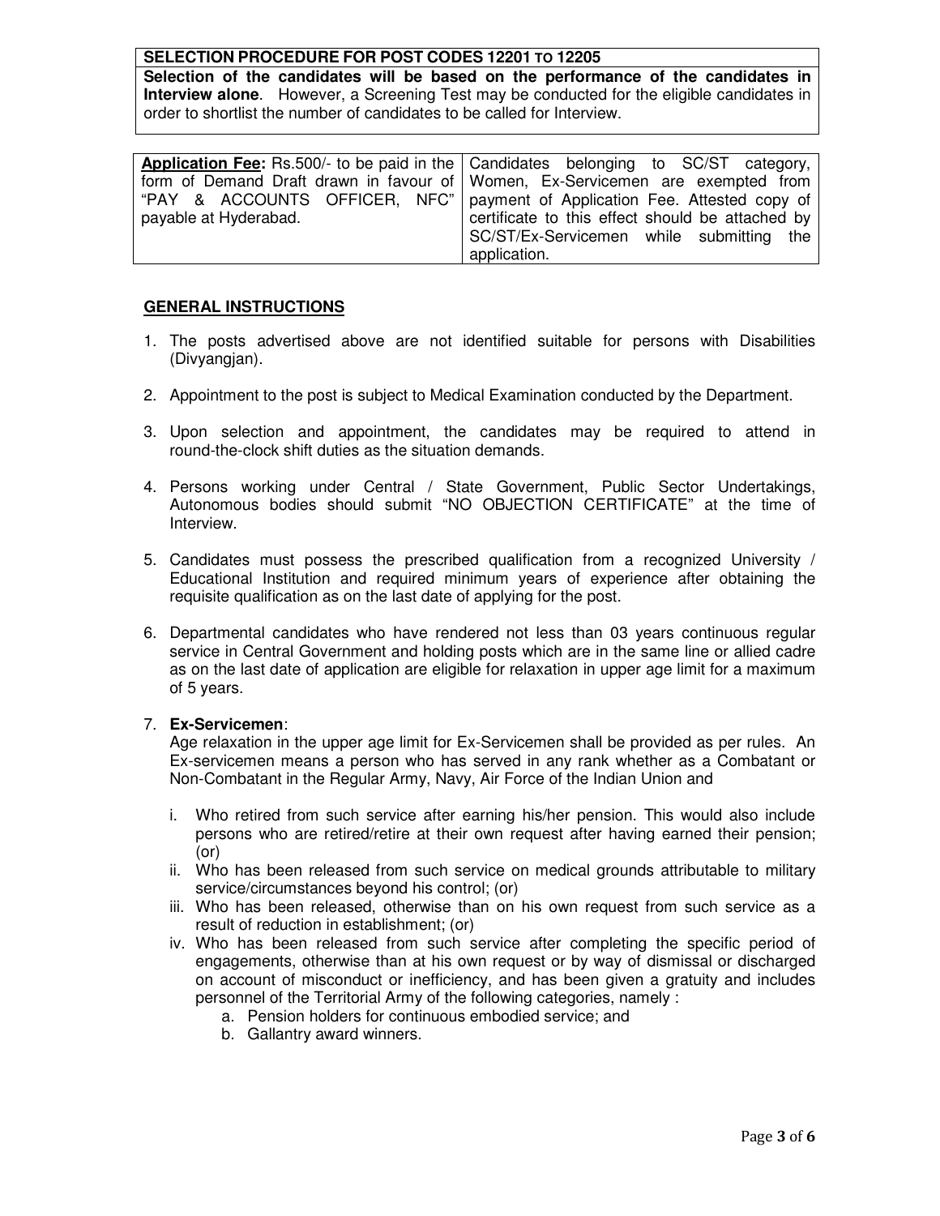**SELECTION PROCEDURE FOR POST CODES 12201 TO 12205**

**Selection of the candidates will be based on the performance of the candidates in Interview alone**. However, a Screening Test may be conducted for the eligible candidates in order to shortlist the number of candidates to be called for Interview.

| **Application Fee:** Rs.500/- to be paid in the form of Demand Draft drawn in favour of "PAY & ACCOUNTS OFFICER, NFC" payable at Hyderabad. | Candidates belonging to SC/ST category, Women, Ex-Servicemen are exempted from payment of Application Fee. Attested copy of certificate to this effect should be attached by SC/ST/Ex-Servicemen while submitting the application. |
|---|---|

## GENERAL INSTRUCTIONS

1. The posts advertised above are not identified suitable for persons with Disabilities (Divyangjan).

2. Appointment to the post is subject to Medical Examination conducted by the Department.

3. Upon selection and appointment, the candidates may be required to attend in round-the-clock shift duties as the situation demands.

4. Persons working under Central / State Government, Public Sector Undertakings, Autonomous bodies should submit "NO OBJECTION CERTIFICATE" at the time of Interview.

5. Candidates must possess the prescribed qualification from a recognized University / Educational Institution and required minimum years of experience after obtaining the requisite qualification as on the last date of applying for the post.

6. Departmental candidates who have rendered not less than 03 years continuous regular service in Central Government and holding posts which are in the same line or allied cadre as on the last date of application are eligible for relaxation in upper age limit for a maximum of 5 years.

7. **Ex-Servicemen**:
   Age relaxation in the upper age limit for Ex-Servicemen shall be provided as per rules. An Ex-servicemen means a person who has served in any rank whether as a Combatant or Non-Combatant in the Regular Army, Navy, Air Force of the Indian Union and

   i. Who retired from such service after earning his/her pension. This would also include persons who are retired/retire at their own request after having earned their pension; (or)
   ii. Who has been released from such service on medical grounds attributable to military service/circumstances beyond his control; (or)
   iii. Who has been released, otherwise than on his own request from such service as a result of reduction in establishment; (or)
   iv. Who has been released from such service after completing the specific period of engagements, otherwise than at his own request or by way of dismissal or discharged on account of misconduct or inefficiency, and has been given a gratuity and includes personnel of the Territorial Army of the following categories, namely :
      a. Pension holders for continuous embodied service; and
      b. Gallantry award winners.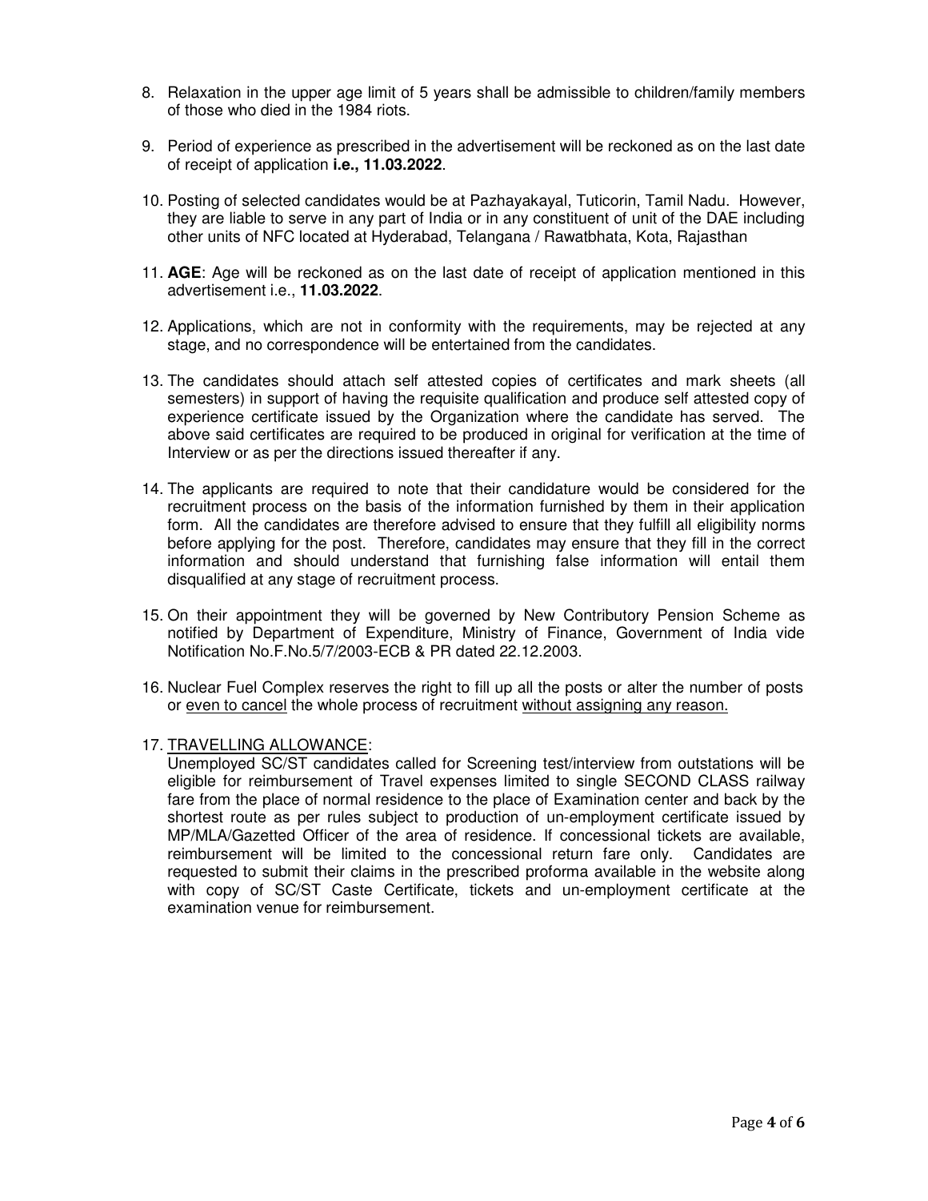8. Relaxation in the upper age limit of 5 years shall be admissible to children/family members of those who died in the 1984 riots.

9. Period of experience as prescribed in the advertisement will be reckoned as on the last date of receipt of application **i.e., 11.03.2022**.

10. Posting of selected candidates would be at Pazhayakayal, Tuticorin, Tamil Nadu. However, they are liable to serve in any part of India or in any constituent of unit of the DAE including other units of NFC located at Hyderabad, Telangana / Rawatbhata, Kota, Rajasthan

11. **AGE**: Age will be reckoned as on the last date of receipt of application mentioned in this advertisement i.e., **11.03.2022**.

12. Applications, which are not in conformity with the requirements, may be rejected at any stage, and no correspondence will be entertained from the candidates.

13. The candidates should attach self attested copies of certificates and mark sheets (all semesters) in support of having the requisite qualification and produce self attested copy of experience certificate issued by the Organization where the candidate has served. The above said certificates are required to be produced in original for verification at the time of Interview or as per the directions issued thereafter if any.

14. The applicants are required to note that their candidature would be considered for the recruitment process on the basis of the information furnished by them in their application form. All the candidates are therefore advised to ensure that they fulfill all eligibility norms before applying for the post. Therefore, candidates may ensure that they fill in the correct information and should understand that furnishing false information will entail them disqualified at any stage of recruitment process.

15. On their appointment they will be governed by New Contributory Pension Scheme as notified by Department of Expenditure, Ministry of Finance, Government of India vide Notification No.F.No.5/7/2003-ECB & PR dated 22.12.2003.

16. Nuclear Fuel Complex reserves the right to fill up all the posts or alter the number of posts or even to cancel the whole process of recruitment without assigning any reason.

17. TRAVELLING ALLOWANCE:
Unemployed SC/ST candidates called for Screening test/interview from outstations will be eligible for reimbursement of Travel expenses limited to single SECOND CLASS railway fare from the place of normal residence to the place of Examination center and back by the shortest route as per rules subject to production of un-employment certificate issued by MP/MLA/Gazetted Officer of the area of residence. If concessional tickets are available, reimbursement will be limited to the concessional return fare only. Candidates are requested to submit their claims in the prescribed proforma available in the website along with copy of SC/ST Caste Certificate, tickets and un-employment certificate at the examination venue for reimbursement.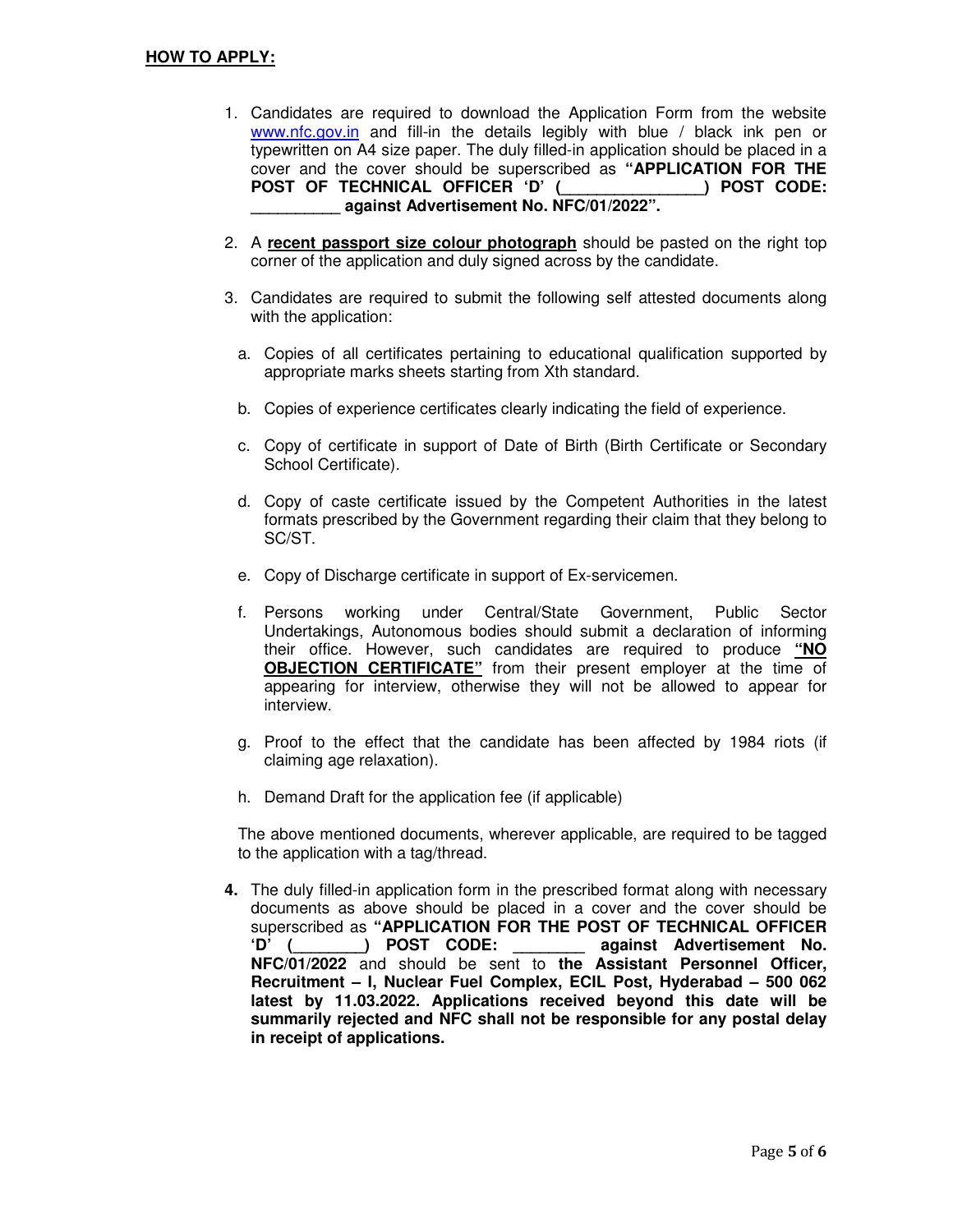**HOW TO APPLY:**

1. Candidates are required to download the Application Form from the website [www.nfc.gov.in](http://www.nfc.gov.in) and fill-in the details legibly with blue / black ink pen or typewritten on A4 size paper. The duly filled-in application should be placed in a cover and the cover should be superscribed as **"APPLICATION FOR THE POST OF TECHNICAL OFFICER 'D' (_______________) POST CODE: __________ against Advertisement No. NFC/01/2022".**

2. A **recent passport size colour photograph** should be pasted on the right top corner of the application and duly signed across by the candidate.

3. Candidates are required to submit the following self attested documents along with the application:

   a. Copies of all certificates pertaining to educational qualification supported by appropriate marks sheets starting from Xth standard.

   b. Copies of experience certificates clearly indicating the field of experience.

   c. Copy of certificate in support of Date of Birth (Birth Certificate or Secondary School Certificate).

   d. Copy of caste certificate issued by the Competent Authorities in the latest formats prescribed by the Government regarding their claim that they belong to SC/ST.

   e. Copy of Discharge certificate in support of Ex-servicemen.

   f. Persons working under Central/State Government, Public Sector Undertakings, Autonomous bodies should submit a declaration of informing their office. However, such candidates are required to produce **"NO OBJECTION CERTIFICATE"** from their present employer at the time of appearing for interview, otherwise they will not be allowed to appear for interview.

   g. Proof to the effect that the candidate has been affected by 1984 riots (if claiming age relaxation).

   h. Demand Draft for the application fee (if applicable)

   The above mentioned documents, wherever applicable, are required to be tagged to the application with a tag/thread.

4. The duly filled-in application form in the prescribed format along with necessary documents as above should be placed in a cover and the cover should be superscribed as **"APPLICATION FOR THE POST OF TECHNICAL OFFICER 'D' (________) POST CODE: ________ against Advertisement No. NFC/01/2022** and should be sent to **the Assistant Personnel Officer, Recruitment – I, Nuclear Fuel Complex, ECIL Post, Hyderabad – 500 062 latest by 11.03.2022. Applications received beyond this date will be summarily rejected and NFC shall not be responsible for any postal delay in receipt of applications.**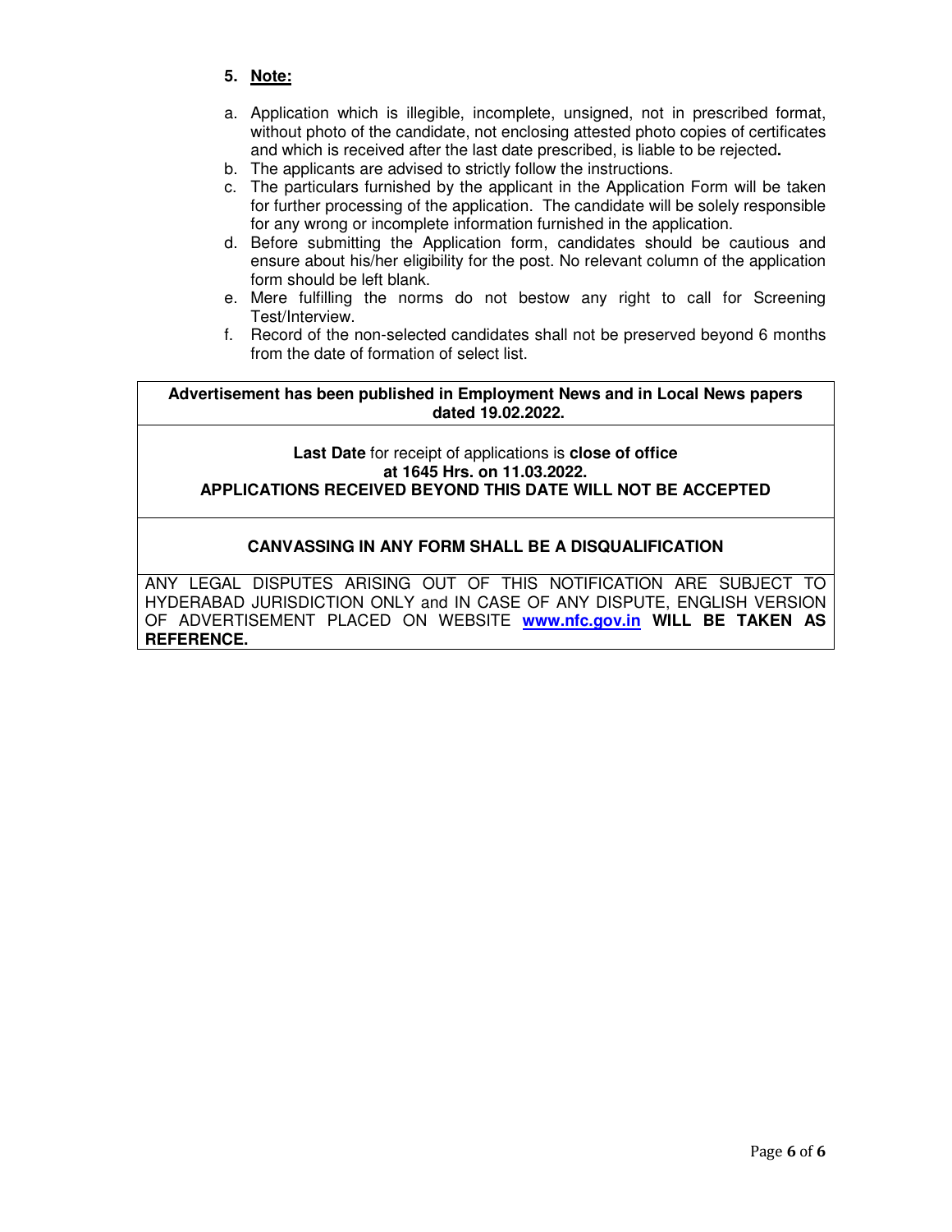5. **Note:**

a. Application which is illegible, incomplete, unsigned, not in prescribed format, without photo of the candidate, not enclosing attested photo copies of certificates and which is received after the last date prescribed, is liable to be rejected**.**
b. The applicants are advised to strictly follow the instructions.
c. The particulars furnished by the applicant in the Application Form will be taken for further processing of the application. The candidate will be solely responsible for any wrong or incomplete information furnished in the application.
d. Before submitting the Application form, candidates should be cautious and ensure about his/her eligibility for the post. No relevant column of the application form should be left blank.
e. Mere fulfilling the norms do not bestow any right to call for Screening Test/Interview.
f. Record of the non-selected candidates shall not be preserved beyond 6 months from the date of formation of select list.

**Advertisement has been published in Employment News and in Local News papers dated 19.02.2022.**

**Last Date** for receipt of applications is **close of office at 1645 Hrs. on 11.03.2022.**
**APPLICATIONS RECEIVED BEYOND THIS DATE WILL NOT BE ACCEPTED**

**CANVASSING IN ANY FORM SHALL BE A DISQUALIFICATION**

ANY LEGAL DISPUTES ARISING OUT OF THIS NOTIFICATION ARE SUBJECT TO HYDERABAD JURISDICTION ONLY and IN CASE OF ANY DISPUTE, ENGLISH VERSION OF ADVERTISEMENT PLACED ON WEBSITE **www.nfc.gov.in** **WILL BE TAKEN AS REFERENCE.**